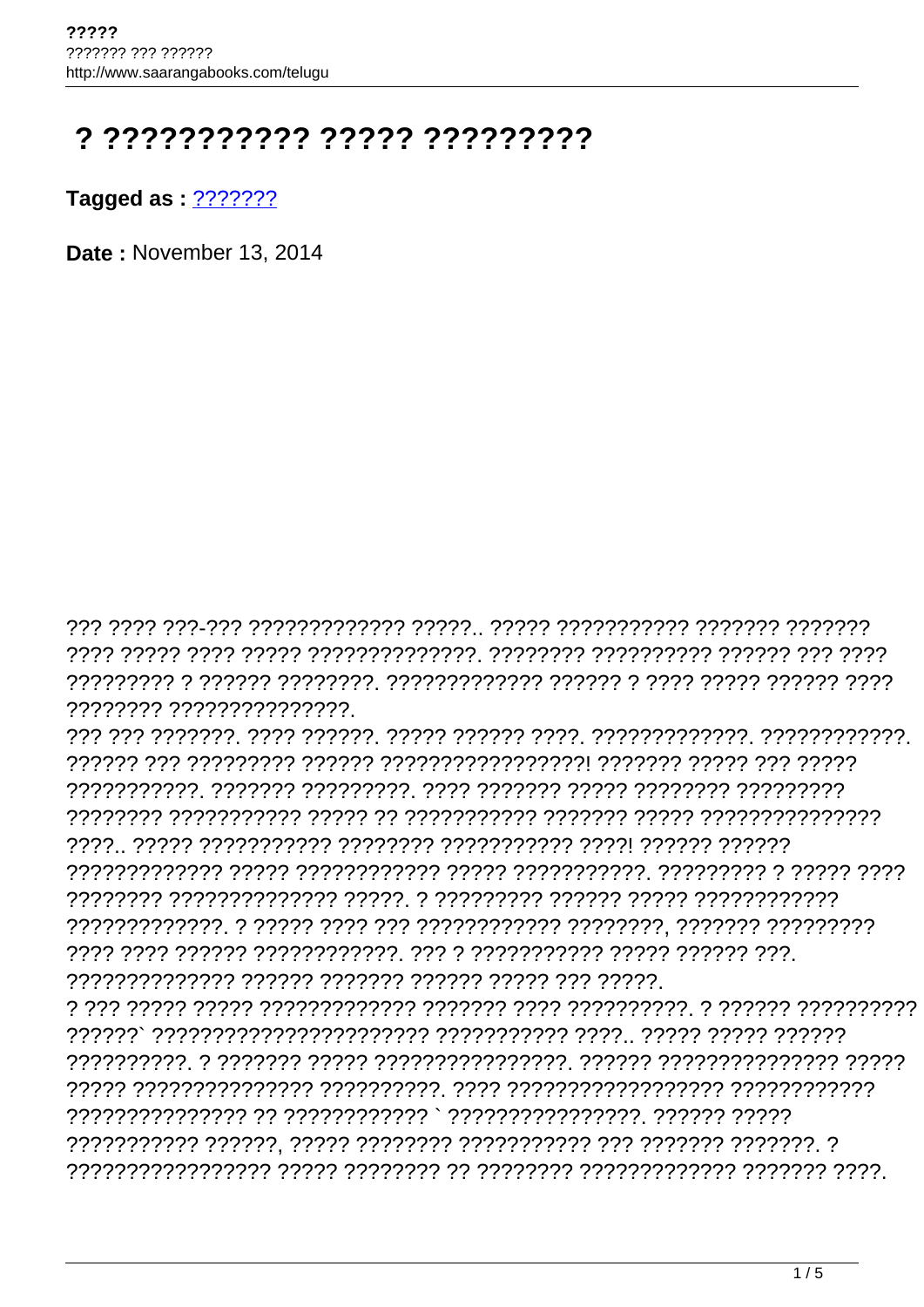# ? ??????????? ????? ?????????

**Tagged as :** ???????

**Date :** November 13, 2014

??? ???? ???-??? ????????????? ?????.. ????? ??????????? ??????? ??????? ???? ????? ???? ????? ??????????????. ???????? ?????????? ?????? ??? ???? ????????? ? ?????? ????????. ????????????? ?????? ? ???? ????? ?????? ???? ???????? ???????????????.

??? ??? ???????. ???? ??????. ????? ?????? ????. ?????????????. ????????????. ?????? ??? ????????? ?????? ?????????????????! ??????? ????? ??? ????? ???????????. ??????? ?????????. ???? ??????? ????? ???????? ????????? ???????? ?????????? ????? ?? ?????????? ??????? ????? ??????????????? ????.. ????? ??????????? ???????? ??????????? ????! ?????? ?????? ????????????? ????? ???????????? ????? ???????????. ????????? ? ????? ???? ???????? ?????????????? ?????. ? ????????? ?????? ????? ???????????? ?????????????. ? ????? ???? ??? ???????????? ????????, ??????? ????????? ???? ???? ?????? ????????????. ??? ? ??????????? ????? ?????? ???. ?????????????? ?????? ??????? ?????? ????? ??? ?????.

? ??? ????? ????? ????????????? ??????? ???? ??????????. ? ?????? ?????????? ??????` ?????????????????????? ??????????? ????.. ????? ????? ?????? ??????????. ? ??????? ????? ????????????????. ?????? ??????????????? ????? ????? ??????????????? ??????????. ???? ????????????????? ???????????? ??????????????? ?? ???????????? ` ????????????????. ?????? ????? ??????????? ??????, ????? ???????? ??????????? ??? ??????? ???????. ? ????????????????? ????? ???????? ?? ???????? ????????????? ??????? ????.